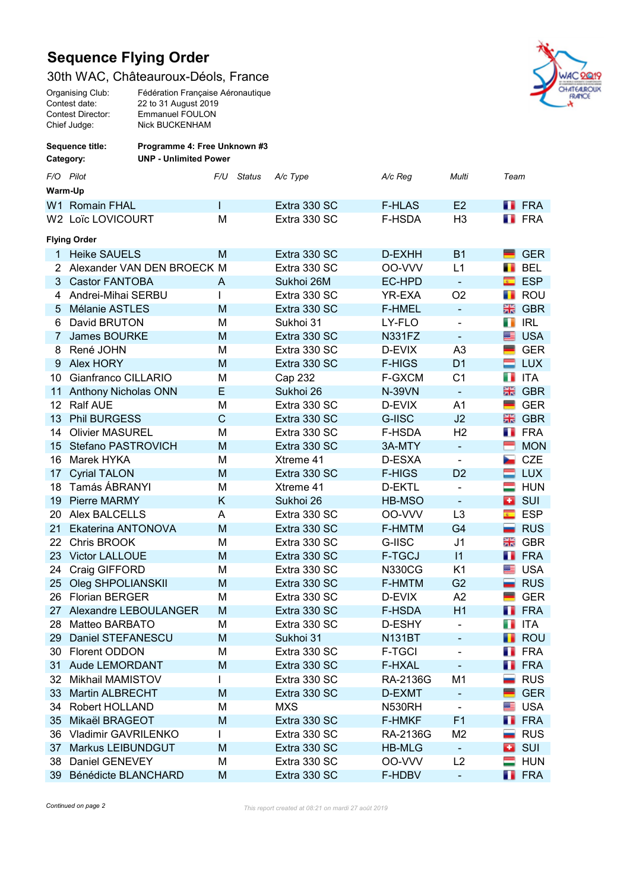# Sequence Flying Order

## 30th WAC, Châteauroux-Déols, France

| | |
|---|---|
| Organising Club: | Fédération Française Aéronautique |
| Contest date: | 22 to 31 August 2019 |
| Contest Director: | Emmanuel FOULON |
| Chief Judge: | Nick BUCKENHAM |

**Sequence title:** **Programme 4: Free Unknown #3**

**Category:** **UNP - Unlimited Power**

| *F/O* | *Pilot* | *F/U* | *Status* | *A/c Type* | *A/c Reg* | *Multi* | *Team* |
|---|---|---|---|---|---|---|---|
| **Warm-Up** | | | | | | | |
| W1 | Romain FHAL | I | | Extra 330 SC | F-HLAS | E2 | FRA |
| W2 | Loïc LOVICOURT | M | | Extra 330 SC | F-HSDA | H3 | FRA |
| **Flying Order** | | | | | | | |
| 1 | Heike SAUELS | M | | Extra 330 SC | D-EXHH | B1 | GER |
| 2 | Alexander VAN DEN BROECK | M | | Extra 330 SC | OO-VVV | L1 | BEL |
| 3 | Castor FANTOBA | A | | Sukhoi 26M | EC-HPD | - | ESP |
| 4 | Andrei-Mihai SERBU | I | | Extra 330 SC | YR-EXA | O2 | ROU |
| 5 | Mélanie ASTLES | M | | Extra 330 SC | F-HMEL | - | GBR |
| 6 | David BRUTON | M | | Sukhoi 31 | LY-FLO | - | IRL |
| 7 | James BOURKE | M | | Extra 330 SC | N331FZ | - | USA |
| 8 | René JOHN | M | | Extra 330 SC | D-EVIX | A3 | GER |
| 9 | Alex HORY | M | | Extra 330 SC | F-HIGS | D1 | LUX |
| 10 | Gianfranco CILLARIO | M | | Cap 232 | F-GXCM | C1 | ITA |
| 11 | Anthony Nicholas ONN | E | | Sukhoi 26 | N-39VN | - | GBR |
| 12 | Ralf AUE | M | | Extra 330 SC | D-EVIX | A1 | GER |
| 13 | Phil BURGESS | C | | Extra 330 SC | G-IISC | J2 | GBR |
| 14 | Olivier MASUREL | M | | Extra 330 SC | F-HSDA | H2 | FRA |
| 15 | Stefano PASTROVICH | M | | Extra 330 SC | 3A-MTY | - | MON |
| 16 | Marek HYKA | M | | Xtreme 41 | D-ESXA | - | CZE |
| 17 | Cyrial TALON | M | | Extra 330 SC | F-HIGS | D2 | LUX |
| 18 | Tamás ÁBRANYI | M | | Xtreme 41 | D-EKTL | - | HUN |
| 19 | Pierre MARMY | K | | Sukhoi 26 | HB-MSO | - | SUI |
| 20 | Alex BALCELLS | A | | Extra 330 SC | OO-VVV | L3 | ESP |
| 21 | Ekaterina ANTONOVA | M | | Extra 330 SC | F-HMTM | G4 | RUS |
| 22 | Chris BROOK | M | | Extra 330 SC | G-IISC | J1 | GBR |
| 23 | Victor LALLOUE | M | | Extra 330 SC | F-TGCJ | I1 | FRA |
| 24 | Craig GIFFORD | M | | Extra 330 SC | N330CG | K1 | USA |
| 25 | Oleg SHPOLIANSKII | M | | Extra 330 SC | F-HMTM | G2 | RUS |
| 26 | Florian BERGER | M | | Extra 330 SC | D-EVIX | A2 | GER |
| 27 | Alexandre LEBOULANGER | M | | Extra 330 SC | F-HSDA | H1 | FRA |
| 28 | Matteo BARBATO | M | | Extra 330 SC | D-ESHY | - | ITA |
| 29 | Daniel STEFANESCU | M | | Sukhoi 31 | N131BT | - | ROU |
| 30 | Florent ODDON | M | | Extra 330 SC | F-TGCI | - | FRA |
| 31 | Aude LEMORDANT | M | | Extra 330 SC | F-HXAL | - | FRA |
| 32 | Mikhail MAMISTOV | I | | Extra 330 SC | RA-2136G | M1 | RUS |
| 33 | Martin ALBRECHT | M | | Extra 330 SC | D-EXMT | - | GER |
| 34 | Robert HOLLAND | M | | MXS | N530RH | - | USA |
| 35 | Mikaël BRAGEOT | M | | Extra 330 SC | F-HMKF | F1 | FRA |
| 36 | Vladimir GAVRILENKO | I | | Extra 330 SC | RA-2136G | M2 | RUS |
| 37 | Markus LEIBUNDGUT | M | | Extra 330 SC | HB-MLG | - | SUI |
| 38 | Daniel GENEVEY | M | | Extra 330 SC | OO-VVV | L2 | HUN |
| 39 | Bénédicte BLANCHARD | M | | Extra 330 SC | F-HDBV | - | FRA |

*Continued on page 2*

*This report created at 08:21 on mardi 27 août 2019*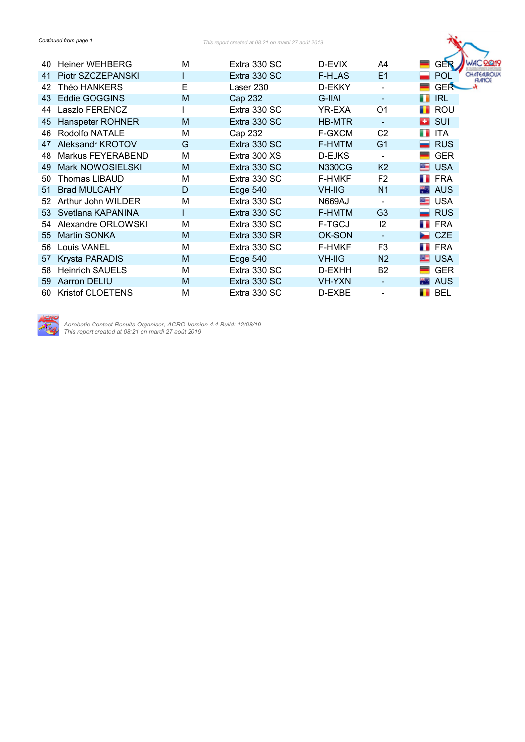*Continued from page 1*

| | | | | | | |
|---|---|---|---|---|---|---|
| 40 | Heiner WEHBERG | M | Extra 330 SC | D-EVIX | A4 | GER |
| 41 | Piotr SZCZEPANSKI | I | Extra 330 SC | F-HLAS | E1 | POL |
| 42 | Théo HANKERS | E | Laser 230 | D-EKKY | - | GER |
| 43 | Eddie GOGGINS | M | Cap 232 | G-IIAI | - | IRL |
| 44 | Laszlo FERENCZ | I | Extra 330 SC | YR-EXA | O1 | ROU |
| 45 | Hanspeter ROHNER | M | Extra 330 SC | HB-MTR | - | SUI |
| 46 | Rodolfo NATALE | M | Cap 232 | F-GXCM | C2 | ITA |
| 47 | Aleksandr KROTOV | G | Extra 330 SC | F-HMTM | G1 | RUS |
| 48 | Markus FEYERABEND | M | Extra 300 XS | D-EJKS | - | GER |
| 49 | Mark NOWOSIELSKI | M | Extra 330 SC | N330CG | K2 | USA |
| 50 | Thomas LIBAUD | M | Extra 330 SC | F-HMKF | F2 | FRA |
| 51 | Brad MULCAHY | D | Edge 540 | VH-IIG | N1 | AUS |
| 52 | Arthur John WILDER | M | Extra 330 SC | N669AJ | - | USA |
| 53 | Svetlana KAPANINA | I | Extra 330 SC | F-HMTM | G3 | RUS |
| 54 | Alexandre ORLOWSKI | M | Extra 330 SC | F-TGCJ | I2 | FRA |
| 55 | Martin SONKA | M | Extra 330 SR | OK-SON | - | CZE |
| 56 | Louis VANEL | M | Extra 330 SC | F-HMKF | F3 | FRA |
| 57 | Krysta PARADIS | M | Edge 540 | VH-IIG | N2 | USA |
| 58 | Heinrich SAUELS | M | Extra 330 SC | D-EXHH | B2 | GER |
| 59 | Aarron DELIU | M | Extra 330 SC | VH-YXN | - | AUS |
| 60 | Kristof CLOETENS | M | Extra 330 SC | D-EXBE | - | BEL |

*Aerobatic Contest Results Organiser, ACRO Version 4.4 Build: 12/08/19*
*This report created at 08:21 on mardi 27 août 2019*